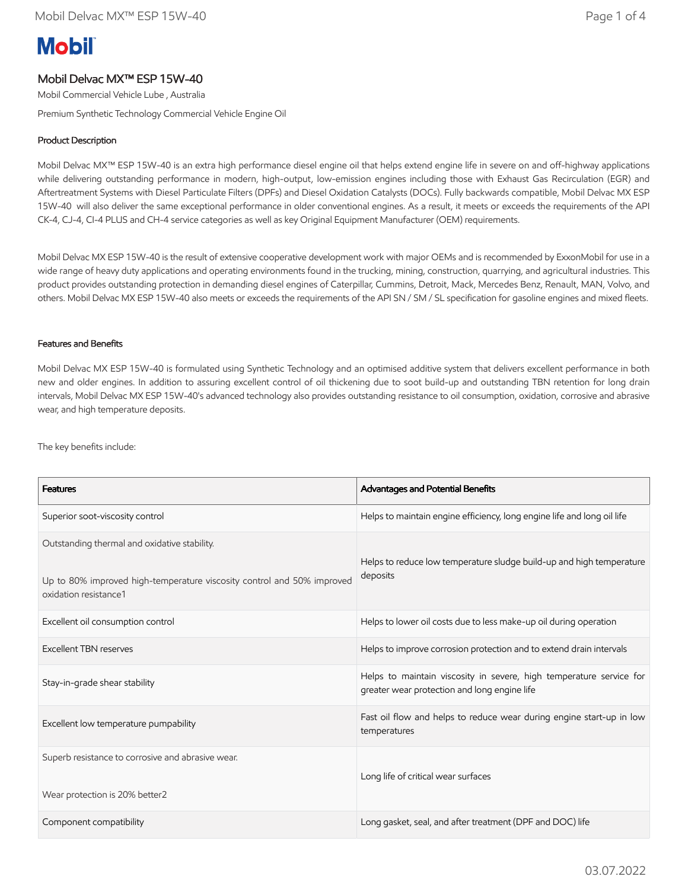# Mobil

## Mobil Delvac MX™ ESP 15W-40

Mobil Commercial Vehicle Lube , Australia

Premium Synthetic Technology Commercial Vehicle Engine Oil

### Product Description

Mobil Delvac MX™ ESP 15W-40 is an extra high performance diesel engine oil that helps extend engine life in severe on and off-highway applications while delivering outstanding performance in modern, high-output, low-emission engines including those with Exhaust Gas Recirculation (EGR) and Aftertreatment Systems with Diesel Particulate Filters (DPFs) and Diesel Oxidation Catalysts (DOCs). Fully backwards compatible, Mobil Delvac MX ESP 15W-40 will also deliver the same exceptional performance in older conventional engines. As a result, it meets or exceeds the requirements of the API CK-4, CJ-4, CI-4 PLUS and CH-4 service categories as well as key Original Equipment Manufacturer (OEM) requirements.

Mobil Delvac MX ESP 15W-40 is the result of extensive cooperative development work with major OEMs and is recommended by ExxonMobil for use in a wide range of heavy duty applications and operating environments found in the trucking, mining, construction, quarrying, and agricultural industries. This product provides outstanding protection in demanding diesel engines of Caterpillar, Cummins, Detroit, Mack, Mercedes Benz, Renault, MAN, Volvo, and others. Mobil Delvac MX ESP 15W-40 also meets or exceeds the requirements of the API SN / SM / SL specification for gasoline engines and mixed fleets.

### Features and Benefits

Mobil Delvac MX ESP 15W-40 is formulated using Synthetic Technology and an optimised additive system that delivers excellent performance in both new and older engines. In addition to assuring excellent control of oil thickening due to soot build-up and outstanding TBN retention for long drain intervals, Mobil Delvac MX ESP 15W-40's advanced technology also provides outstanding resistance to oil consumption, oxidation, corrosive and abrasive wear, and high temperature deposits.

The key benefits include:

| Features | Advantages and Potential Benefits |
|---|---|
| Superior soot-viscosity control | Helps to maintain engine efficiency, long engine life and long oil life |
| Outstanding thermal and oxidative stability.<br><br>Up to 80% improved high-temperature viscosity control and 50% improved oxidation resistance[1] | Helps to reduce low temperature sludge build-up and high temperature deposits |
| Excellent oil consumption control | Helps to lower oil costs due to less make-up oil during operation |
| Excellent TBN reserves | Helps to improve corrosion protection and to extend drain intervals |
| Stay-in-grade shear stability | Helps to maintain viscosity in severe, high temperature service for greater wear protection and long engine life |
| Excellent low temperature pumpability | Fast oil flow and helps to reduce wear during engine start-up in low temperatures |
| Superb resistance to corrosive and abrasive wear.<br><br>Wear protection is 20% better[2] | Long life of critical wear surfaces |
| Component compatibility | Long gasket, seal, and after treatment (DPF and DOC) life |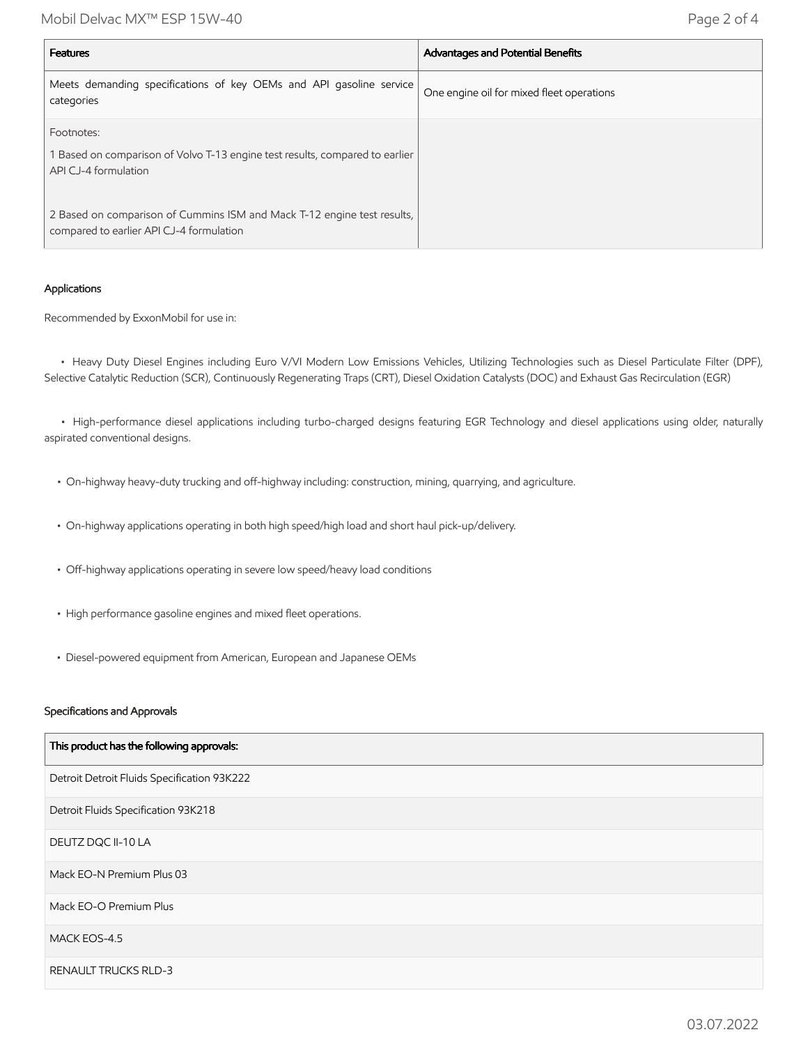| Features | Advantages and Potential Benefits |
| --- | --- |
| Meets demanding specifications of key OEMs and API gasoline service categories | One engine oil for mixed fleet operations |
| Footnotes:<br><br>1 Based on comparison of Volvo T-13 engine test results, compared to earlier API CJ-4 formulation<br><br>2 Based on comparison of Cummins ISM and Mack T-12 engine test results, compared to earlier API CJ-4 formulation | |

### Applications

Recommended by ExxonMobil for use in:

- Heavy Duty Diesel Engines including Euro V/VI Modern Low Emissions Vehicles, Utilizing Technologies such as Diesel Particulate Filter (DPF), Selective Catalytic Reduction (SCR), Continuously Regenerating Traps (CRT), Diesel Oxidation Catalysts (DOC) and Exhaust Gas Recirculation (EGR)

- High-performance diesel applications including turbo-charged designs featuring EGR Technology and diesel applications using older, naturally aspirated conventional designs.

- On-highway heavy-duty trucking and off-highway including: construction, mining, quarrying, and agriculture.

- On-highway applications operating in both high speed/high load and short haul pick-up/delivery.

- Off-highway applications operating in severe low speed/heavy load conditions

- High performance gasoline engines and mixed fleet operations.

- Diesel-powered equipment from American, European and Japanese OEMs

### Specifications and Approvals

| This product has the following approvals: |
| --- |
| Detroit Detroit Fluids Specification 93K222 |
| Detroit Fluids Specification 93K218 |
| DEUTZ DQC II-10 LA |
| Mack EO-N Premium Plus 03 |
| Mack EO-O Premium Plus |
| MACK EOS-4.5 |
| RENAULT TRUCKS RLD-3 |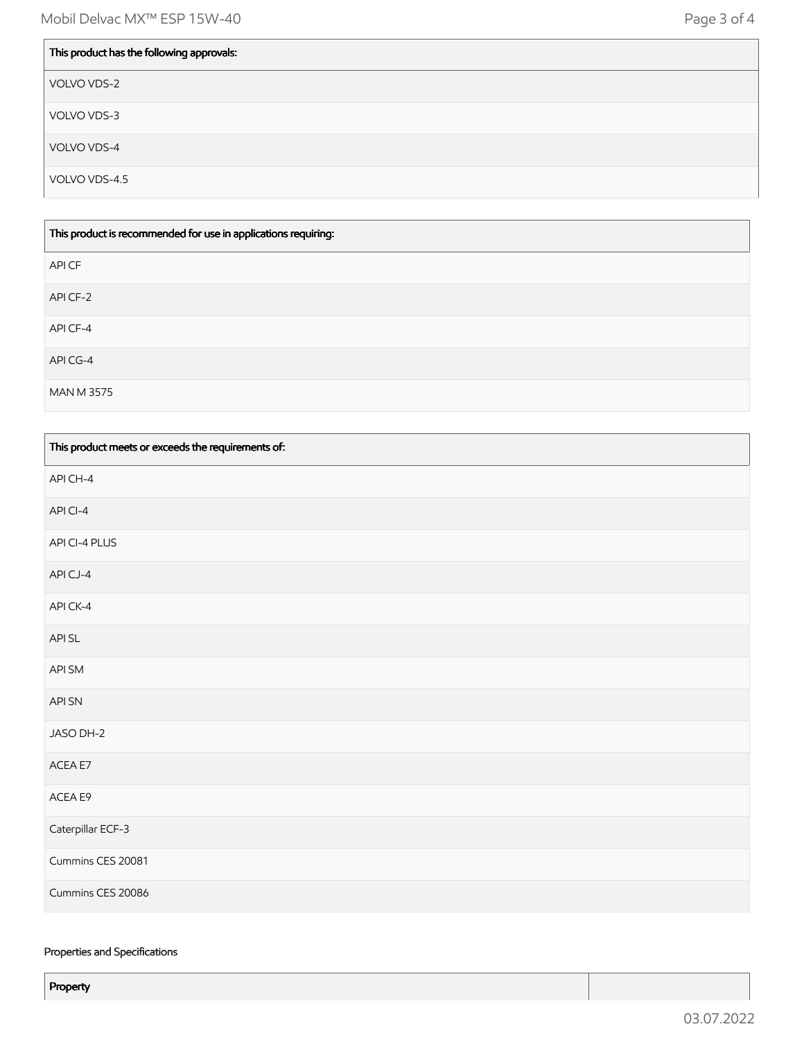| This product has the following approvals: |
|---|
| VOLVO VDS-2 |
| VOLVO VDS-3 |
| VOLVO VDS-4 |
| VOLVO VDS-4.5 |

| This product is recommended for use in applications requiring: |
|---|
| API CF |
| API CF-2 |
| API CF-4 |
| API CG-4 |
| MAN M 3575 |

| This product meets or exceeds the requirements of: |
|---|
| API CH-4 |
| API CI-4 |
| API CI-4 PLUS |
| API CJ-4 |
| API CK-4 |
| API SL |
| API SM |
| API SN |
| JASO DH-2 |
| ACEA E7 |
| ACEA E9 |
| Caterpillar ECF-3 |
| Cummins CES 20081 |
| Cummins CES 20086 |

Properties and Specifications

| Property | |
|---|---|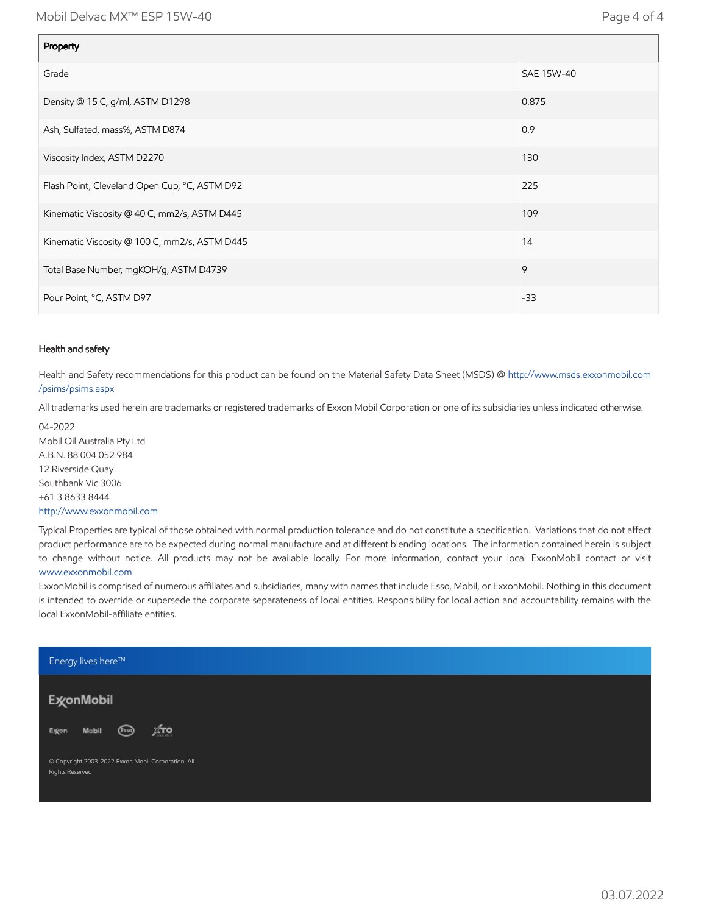| Property | |
|---|---|
| Grade | SAE 15W-40 |
| Density @ 15 C, g/ml, ASTM D1298 | 0.875 |
| Ash, Sulfated, mass%, ASTM D874 | 0.9 |
| Viscosity Index, ASTM D2270 | 130 |
| Flash Point, Cleveland Open Cup, °C, ASTM D92 | 225 |
| Kinematic Viscosity @ 40 C, mm2/s, ASTM D445 | 109 |
| Kinematic Viscosity @ 100 C, mm2/s, ASTM D445 | 14 |
| Total Base Number, mgKOH/g, ASTM D4739 | 9 |
| Pour Point, °C, ASTM D97 | -33 |

#### Health and safety

Health and Safety recommendations for this product can be found on the Material Safety Data Sheet (MSDS) @ http://www.msds.exxonmobil.com/psims/psims.aspx

All trademarks used herein are trademarks or registered trademarks of Exxon Mobil Corporation or one of its subsidiaries unless indicated otherwise.

04-2022
Mobil Oil Australia Pty Ltd
A.B.N. 88 004 052 984
12 Riverside Quay
Southbank Vic 3006
+61 3 8633 8444
http://www.exxonmobil.com

Typical Properties are typical of those obtained with normal production tolerance and do not constitute a specification. Variations that do not affect product performance are to be expected during normal manufacture and at different blending locations. The information contained herein is subject to change without notice. All products may not be available locally. For more information, contact your local ExxonMobil contact or visit www.exxonmobil.com

ExxonMobil is comprised of numerous affiliates and subsidiaries, many with names that include Esso, Mobil, or ExxonMobil. Nothing in this document is intended to override or supersede the corporate separateness of local entities. Responsibility for local action and accountability remains with the local ExxonMobil-affiliate entities.

Energy lives here™

ExxonMobil

Exxon Mobil Esso XTO

© Copyright 2003-2022 Exxon Mobil Corporation. All Rights Reserved